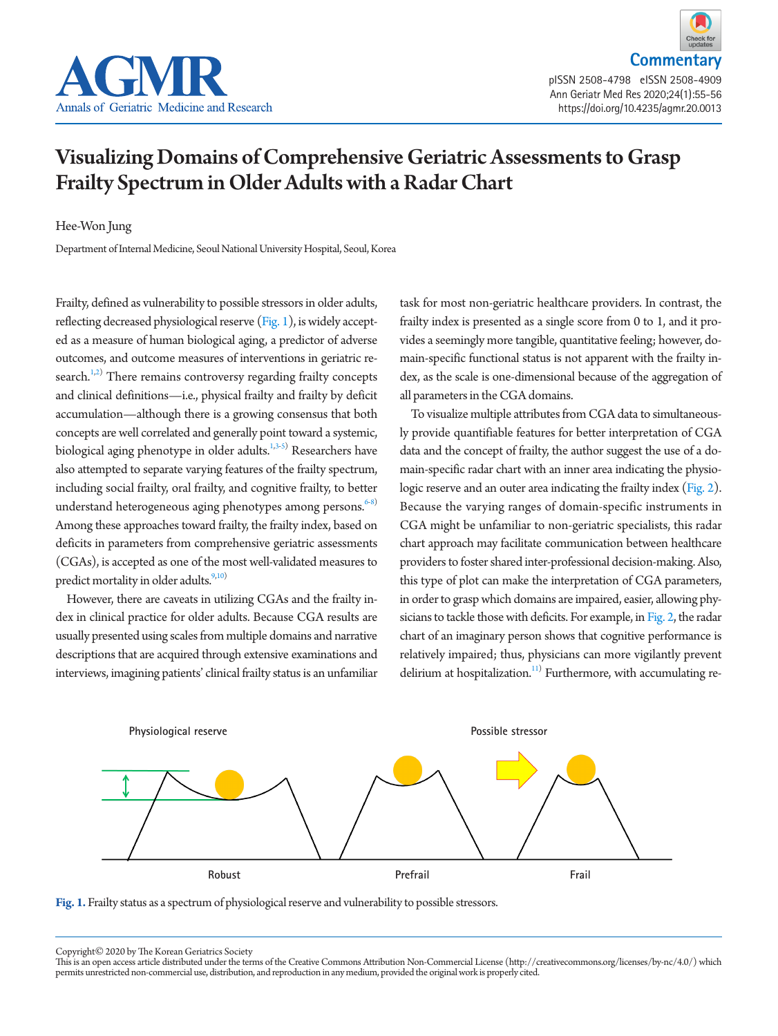Commentary

# Visualizing Domains of Comprehensive Geriatric Assessments to Grasp Frailty Spectrum in Older Adults with a Radar Chart

Hee-Won Jung

Department of Internal Medicine, Seoul National University Hospital, Seoul, Korea

Frailty, defined as vulnerability to possible stressors in older adults, reflecting decreased physiological reserve (Fig. 1), is widely accepted as a measure of human biological aging, a predictor of adverse outcomes, and outcome measures of interventions in geriatric research.[1,2] There remains controversy regarding frailty concepts and clinical definitions—i.e., physical frailty and frailty by deficit accumulation—although there is a growing consensus that both concepts are well correlated and generally point toward a systemic, biological aging phenotype in older adults.[1,3-5] Researchers have also attempted to separate varying features of the frailty spectrum, including social frailty, oral frailty, and cognitive frailty, to better understand heterogeneous aging phenotypes among persons.[6-8] Among these approaches toward frailty, the frailty index, based on deficits in parameters from comprehensive geriatric assessments (CGAs), is accepted as one of the most well-validated measures to predict mortality in older adults.[9,10]

However, there are caveats in utilizing CGAs and the frailty index in clinical practice for older adults. Because CGA results are usually presented using scales from multiple domains and narrative descriptions that are acquired through extensive examinations and interviews, imagining patients' clinical frailty status is an unfamiliar task for most non-geriatric healthcare providers. In contrast, the frailty index is presented as a single score from 0 to 1, and it provides a seemingly more tangible, quantitative feeling; however, domain-specific functional status is not apparent with the frailty index, as the scale is one-dimensional because of the aggregation of all parameters in the CGA domains.

To visualize multiple attributes from CGA data to simultaneously provide quantifiable features for better interpretation of CGA data and the concept of frailty, the author suggest the use of a domain-specific radar chart with an inner area indicating the physiologic reserve and an outer area indicating the frailty index (Fig. 2). Because the varying ranges of domain-specific instruments in CGA might be unfamiliar to non-geriatric specialists, this radar chart approach may facilitate communication between healthcare providers to foster shared inter-professional decision-making. Also, this type of plot can make the interpretation of CGA parameters, in order to grasp which domains are impaired, easier, allowing physicians to tackle those with deficits. For example, in Fig. 2, the radar chart of an imaginary person shows that cognitive performance is relatively impaired; thus, physicians can more vigilantly prevent delirium at hospitalization.[11] Furthermore, with accumulating re-

Physiological reserve | Possible stressor | Robust | Prefrail | Frail

Fig. 1. Frailty status as a spectrum of physiological reserve and vulnerability to possible stressors.

Copyright© 2020 by The Korean Geriatrics Society
This is an open access article distributed under the terms of the Creative Commons Attribution Non-Commercial License (http://creativecommons.org/licenses/by-nc/4.0/) which permits unrestricted non-commercial use, distribution, and reproduction in any medium, provided the original work is properly cited.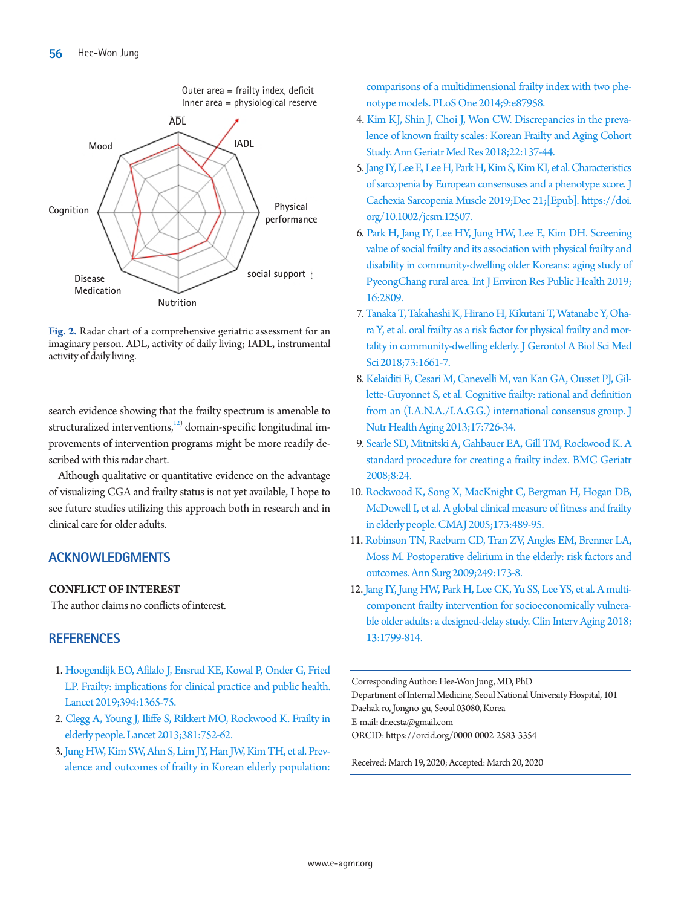Outer area = frailty index, deficit
Inner area = physiological reserve

ADL

IADL

Physical performance

social support

Nutrition

Disease Medication

Cognition

Mood

**Fig. 2.** Radar chart of a comprehensive geriatric assessment for an imaginary person. ADL, activity of daily living; IADL, instrumental activity of daily living.

search evidence showing that the frailty spectrum is amenable to structuralized interventions,[12] domain-specific longitudinal improvements of intervention programs might be more readily described with this radar chart.

Although qualitative or quantitative evidence on the advantage of visualizing CGA and frailty status is not yet available, I hope to see future studies utilizing this approach both in research and in clinical care for older adults.

## ACKNOWLEDGMENTS

### CONFLICT OF INTEREST

The author claims no conflicts of interest.

## REFERENCES

1. Hoogendijk EO, Afilalo J, Ensrud KE, Kowal P, Onder G, Fried LP. Frailty: implications for clinical practice and public health. Lancet 2019;394:1365-75.
2. Clegg A, Young J, Iliffe S, Rikkert MO, Rockwood K. Frailty in elderly people. Lancet 2013;381:752-62.
3. Jung HW, Kim SW, Ahn S, Lim JY, Han JW, Kim TH, et al. Prevalence and outcomes of frailty in Korean elderly population: comparisons of a multidimensional frailty index with two phenotype models. PLoS One 2014;9:e87958.
4. Kim KJ, Shin J, Choi J, Won CW. Discrepancies in the prevalence of known frailty scales: Korean Frailty and Aging Cohort Study. Ann Geriatr Med Res 2018;22:137-44.
5. Jang IY, Lee E, Lee H, Park H, Kim S, Kim KI, et al. Characteristics of sarcopenia by European consensuses and a phenotype score. J Cachexia Sarcopenia Muscle 2019;Dec 21;[Epub]. https://doi.org/10.1002/jcsm.12507.
6. Park H, Jang IY, Lee HY, Jung HW, Lee E, Kim DH. Screening value of social frailty and its association with physical frailty and disability in community-dwelling older Koreans: aging study of PyeongChang rural area. Int J Environ Res Public Health 2019;16:2809.
7. Tanaka T, Takahashi K, Hirano H, Kikutani T, Watanabe Y, Ohara Y, et al. oral frailty as a risk factor for physical frailty and mortality in community-dwelling elderly. J Gerontol A Biol Sci Med Sci 2018;73:1661-7.
8. Kelaiditi E, Cesari M, Canevelli M, van Kan GA, Ousset PJ, Gillette-Guyonnet S, et al. Cognitive frailty: rational and definition from an (I.A.N.A./I.A.G.G.) international consensus group. J Nutr Health Aging 2013;17:726-34.
9. Searle SD, Mitnitski A, Gahbauer EA, Gill TM, Rockwood K. A standard procedure for creating a frailty index. BMC Geriatr 2008;8:24.
10. Rockwood K, Song X, MacKnight C, Bergman H, Hogan DB, McDowell I, et al. A global clinical measure of fitness and frailty in elderly people. CMAJ 2005;173:489-95.
11. Robinson TN, Raeburn CD, Tran ZV, Angles EM, Brenner LA, Moss M. Postoperative delirium in the elderly: risk factors and outcomes. Ann Surg 2009;249:173-8.
12. Jang IY, Jung HW, Park H, Lee CK, Yu SS, Lee YS, et al. A multicomponent frailty intervention for socioeconomically vulnerable older adults: a designed-delay study. Clin Interv Aging 2018;13:1799-814.

Corresponding Author: Hee-Won Jung, MD, PhD
Department of Internal Medicine, Seoul National University Hospital, 101 Daehak-ro, Jongno-gu, Seoul 03080, Korea
E-mail: dr.ecsta@gmail.com
ORCID: https://orcid.org/0000-0002-2583-3354

Received: March 19, 2020; Accepted: March 20, 2020